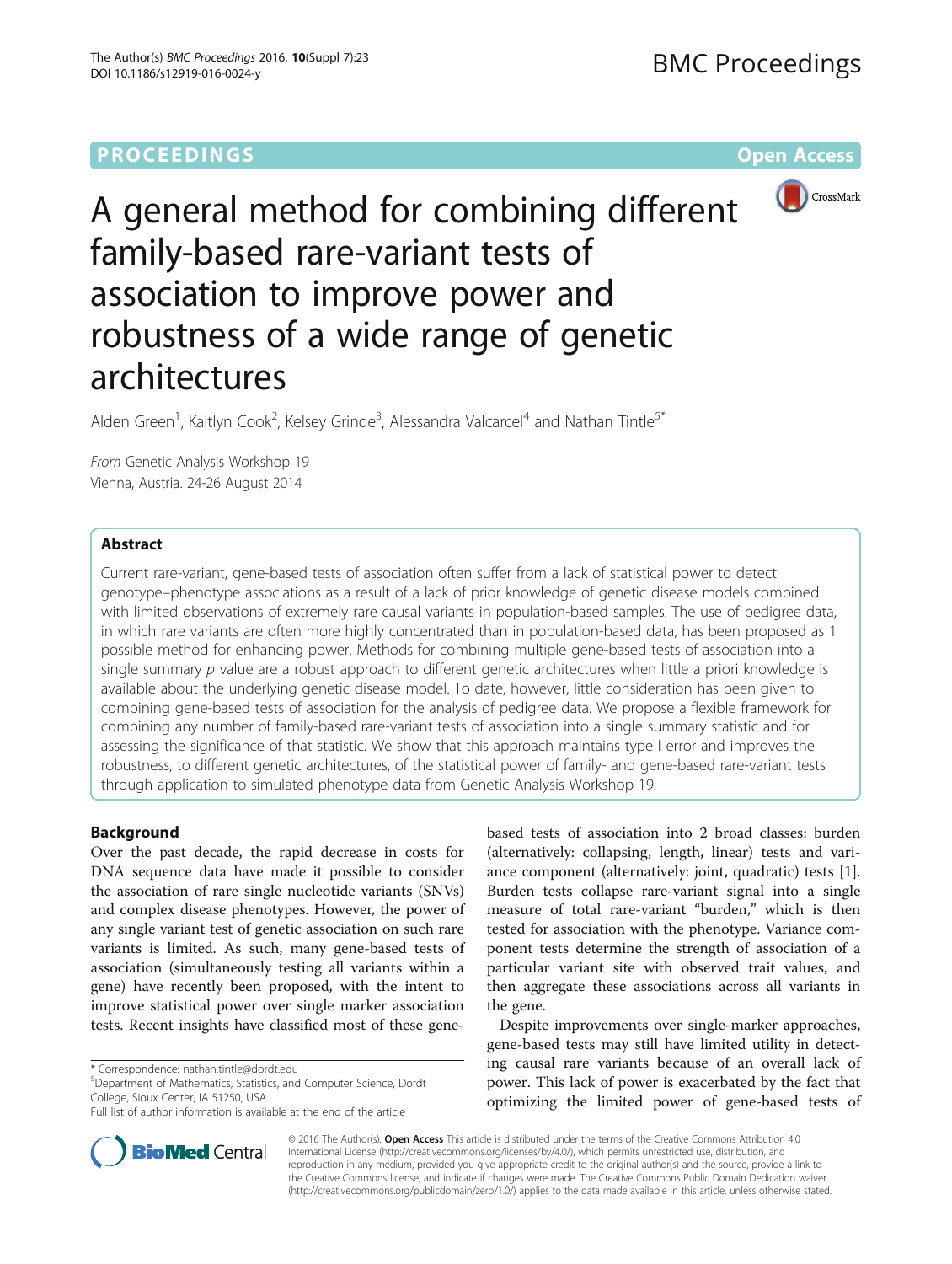PROCEEDINGS Open Access

# A general method for combining different family-based rare-variant tests of association to improve power and robustness of a wide range of genetic architectures

Alden Green[1], Kaitlyn Cook[2], Kelsey Grinde[3], Alessandra Valcarcel[4] and Nathan Tintle[5*]

*From* Genetic Analysis Workshop 19
Vienna, Austria. 24-26 August 2014

## Abstract

Current rare-variant, gene-based tests of association often suffer from a lack of statistical power to detect genotype–phenotype associations as a result of a lack of prior knowledge of genetic disease models combined with limited observations of extremely rare causal variants in population-based samples. The use of pedigree data, in which rare variants are often more highly concentrated than in population-based data, has been proposed as 1 possible method for enhancing power. Methods for combining multiple gene-based tests of association into a single summary *p* value are a robust approach to different genetic architectures when little a priori knowledge is available about the underlying genetic disease model. To date, however, little consideration has been given to combining gene-based tests of association for the analysis of pedigree data. We propose a flexible framework for combining any number of family-based rare-variant tests of association into a single summary statistic and for assessing the significance of that statistic. We show that this approach maintains type I error and improves the robustness, to different genetic architectures, of the statistical power of family- and gene-based rare-variant tests through application to simulated phenotype data from Genetic Analysis Workshop 19.

## Background

Over the past decade, the rapid decrease in costs for DNA sequence data have made it possible to consider the association of rare single nucleotide variants (SNVs) and complex disease phenotypes. However, the power of any single variant test of genetic association on such rare variants is limited. As such, many gene-based tests of association (simultaneously testing all variants within a gene) have recently been proposed, with the intent to improve statistical power over single marker association tests. Recent insights have classified most of these gene-based tests of association into 2 broad classes: burden (alternatively: collapsing, length, linear) tests and variance component (alternatively: joint, quadratic) tests [1]. Burden tests collapse rare-variant signal into a single measure of total rare-variant "burden," which is then tested for association with the phenotype. Variance component tests determine the strength of association of a particular variant site with observed trait values, and then aggregate these associations across all variants in the gene.

Despite improvements over single-marker approaches, gene-based tests may still have limited utility in detecting causal rare variants because of an overall lack of power. This lack of power is exacerbated by the fact that optimizing the limited power of gene-based tests of

\* Correspondence: nathan.tintle@dordt.edu
[5]Department of Mathematics, Statistics, and Computer Science, Dordt College, Sioux Center, IA 51250, USA
Full list of author information is available at the end of the article

© 2016 The Author(s). **Open Access** This article is distributed under the terms of the Creative Commons Attribution 4.0 International License (http://creativecommons.org/licenses/by/4.0/), which permits unrestricted use, distribution, and reproduction in any medium, provided you give appropriate credit to the original author(s) and the source, provide a link to the Creative Commons license, and indicate if changes were made. The Creative Commons Public Domain Dedication waiver (http://creativecommons.org/publicdomain/zero/1.0/) applies to the data made available in this article, unless otherwise stated.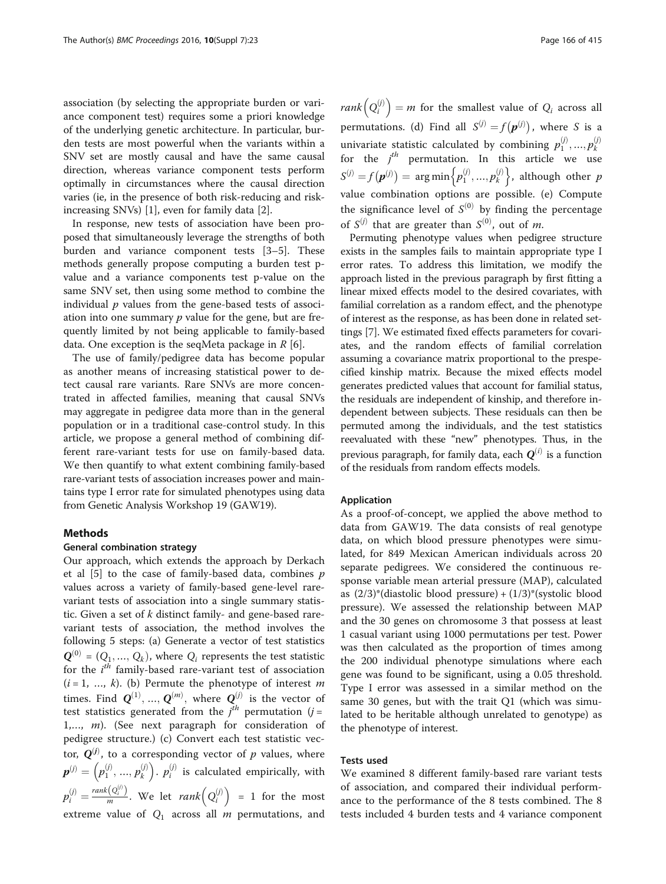association (by selecting the appropriate burden or variance component test) requires some a priori knowledge of the underlying genetic architecture. In particular, burden tests are most powerful when the variants within a SNV set are mostly causal and have the same causal direction, whereas variance component tests perform optimally in circumstances where the causal direction varies (ie, in the presence of both risk-reducing and risk-increasing SNVs) [1], even for family data [2].

In response, new tests of association have been proposed that simultaneously leverage the strengths of both burden and variance component tests [3–5]. These methods generally propose computing a burden test p-value and a variance components test p-value on the same SNV set, then using some method to combine the individual $p$ values from the gene-based tests of association into one summary $p$ value for the gene, but are frequently limited by not being applicable to family-based data. One exception is the seqMeta package in $R$ [6].

The use of family/pedigree data has become popular as another means of increasing statistical power to detect causal rare variants. Rare SNVs are more concentrated in affected families, meaning that causal SNVs may aggregate in pedigree data more than in the general population or in a traditional case-control study. In this article, we propose a general method of combining different rare-variant tests for use on family-based data. We then quantify to what extent combining family-based rare-variant tests of association increases power and maintains type I error rate for simulated phenotypes using data from Genetic Analysis Workshop 19 (GAW19).

## Methods

### General combination strategy

Our approach, which extends the approach by Derkach et al [5] to the case of family-based data, combines $p$ values across a variety of family-based gene-level rare-variant tests of association into a single summary statistic. Given a set of $k$ distinct family- and gene-based rare-variant tests of association, the method involves the following 5 steps: (a) Generate a vector of test statistics $\boldsymbol{Q}^{(0)} = (Q_1, \dots, Q_k)$, where $Q_i$ represents the test statistic for the $i^{th}$ family-based rare-variant test of association ($i = 1, \dots, k$). (b) Permute the phenotype of interest $m$ times. Find $\boldsymbol{Q}^{(1)}, \dots, \boldsymbol{Q}^{(m)}$, where $\boldsymbol{Q}^{(j)}$ is the vector of test statistics generated from the $j^{th}$ permutation ($j = 1, \dots, m$). (See next paragraph for consideration of pedigree structure.) (c) Convert each test statistic vector, $\boldsymbol{Q}^{(j)}$, to a corresponding vector of $p$ values, where $\boldsymbol{p}^{(j)} = \left(p_1^{(j)}, \dots, p_k^{(j)}\right)$. $p_i^{(j)}$ is calculated empirically, with $p_i^{(j)} = \frac{rank\left(Q_i^{(j)}\right)}{m}$. We let $rank\left(Q_i^{(j)}\right) = 1$ for the most extreme value of $Q_1$ across all $m$ permutations, and $rank\left(Q_i^{(j)}\right) = m$ for the smallest value of $Q_i$ across all permutations. (d) Find all $S^{(j)} = f\left(\boldsymbol{p}^{(j)}\right)$, where $S$ is a univariate statistic calculated by combining $p_1^{(j)}, \dots, p_k^{(j)}$ for the $j^{th}$ permutation. In this article we use $S^{(j)} = f\left(\boldsymbol{p}^{(j)}\right) = \arg\min\left\{p_1^{(j)}, \dots, p_k^{(j)}\right\}$, although other $p$ value combination options are possible. (e) Compute the significance level of $S^{(0)}$ by finding the percentage of $S^{(j)}$ that are greater than $S^{(0)}$, out of $m$.

Permuting phenotype values when pedigree structure exists in the samples fails to maintain appropriate type I error rates. To address this limitation, we modify the approach listed in the previous paragraph by first fitting a linear mixed effects model to the desired covariates, with familial correlation as a random effect, and the phenotype of interest as the response, as has been done in related settings [7]. We estimated fixed effects parameters for covariates, and the random effects of familial correlation assuming a covariance matrix proportional to the prespecified kinship matrix. Because the mixed effects model generates predicted values that account for familial status, the residuals are independent of kinship, and therefore independent between subjects. These residuals can then be permuted among the individuals, and the test statistics reevaluated with these "new" phenotypes. Thus, in the previous paragraph, for family data, each $\boldsymbol{Q}^{(i)}$ is a function of the residuals from random effects models.

### Application

As a proof-of-concept, we applied the above method to data from GAW19. The data consists of real genotype data, on which blood pressure phenotypes were simulated, for 849 Mexican American individuals across 20 separate pedigrees. We considered the continuous response variable mean arterial pressure (MAP), calculated as (2/3)*(diastolic blood pressure) + (1/3)*(systolic blood pressure). We assessed the relationship between MAP and the 30 genes on chromosome 3 that possess at least 1 casual variant using 1000 permutations per test. Power was then calculated as the proportion of times among the 200 individual phenotype simulations where each gene was found to be significant, using a 0.05 threshold. Type I error was assessed in a similar method on the same 30 genes, but with the trait Q1 (which was simulated to be heritable although unrelated to genotype) as the phenotype of interest.

### Tests used

We examined 8 different family-based rare variant tests of association, and compared their individual performance to the performance of the 8 tests combined. The 8 tests included 4 burden tests and 4 variance component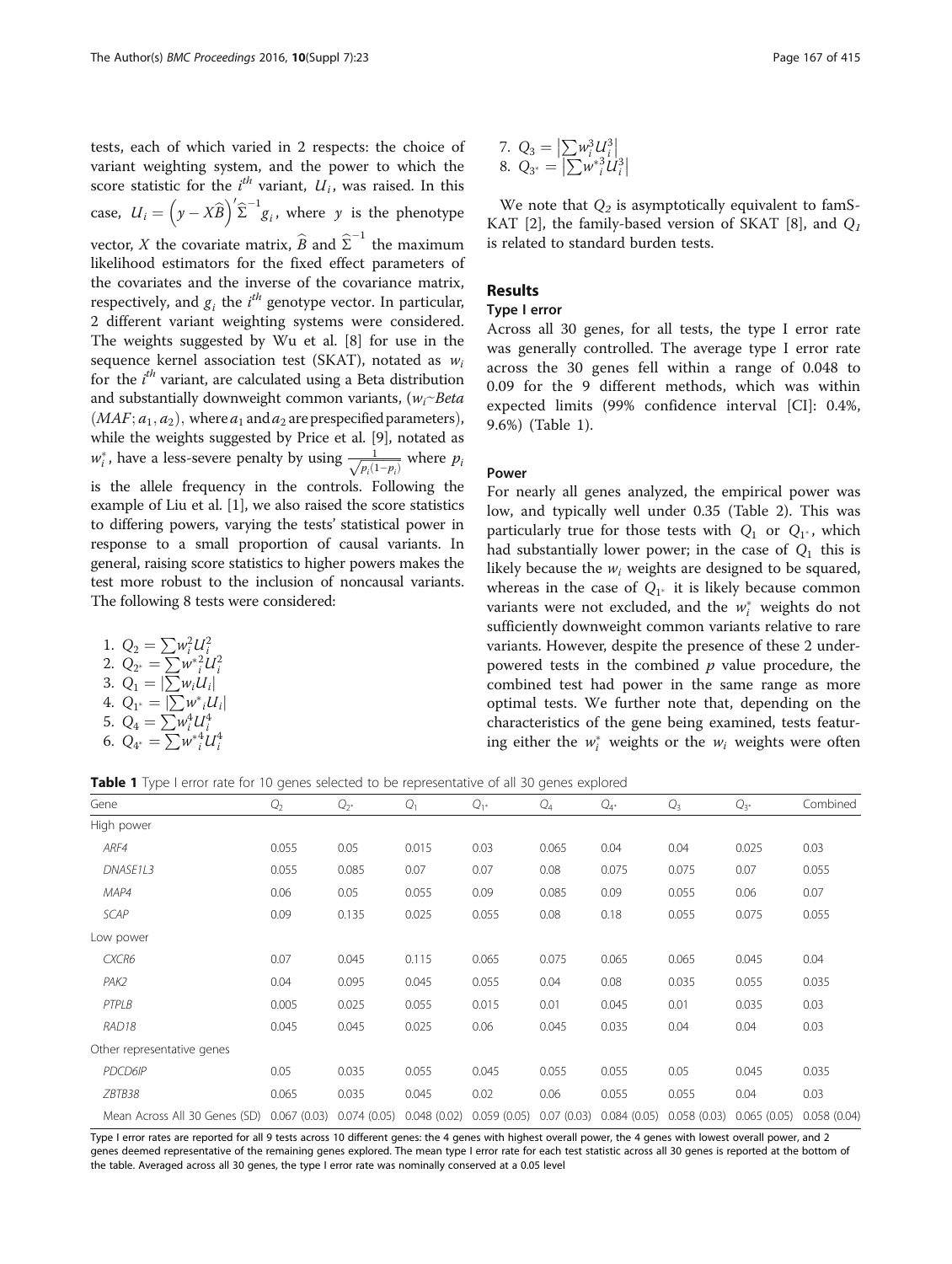tests, each of which varied in 2 respects: the choice of variant weighting system, and the power to which the score statistic for the $i^{th}$ variant, $U_i$, was raised. In this case, $U_i = \left(y - X\widehat{B}\right)'\widehat{\Sigma}^{-1}g_i$, where $y$ is the phenotype vector, $X$ the covariate matrix, $\widehat{B}$ and $\widehat{\Sigma}^{-1}$ the maximum likelihood estimators for the fixed effect parameters of the covariates and the inverse of the covariance matrix, respectively, and $g_i$ the $i^{th}$ genotype vector. In particular, 2 different variant weighting systems were considered. The weights suggested by Wu et al. [8] for use in the sequence kernel association test (SKAT), notated as $w_i$ for the $i^{th}$ variant, are calculated using a Beta distribution and substantially downweight common variants, ($w_i \sim Beta(MAF; a_1, a_2)$, where $a_1$ and $a_2$ are prespecified parameters), while the weights suggested by Price et al. [9], notated as $w_i^*$, have a less-severe penalty by using $\frac{1}{\sqrt{p_i(1-p_i)}}$ where $p_i$ is the allele frequency in the controls. Following the example of Liu et al. [1], we also raised the score statistics to differing powers, varying the tests' statistical power in response to a small proportion of causal variants. In general, raising score statistics to higher powers makes the test more robust to the inclusion of noncausal variants. The following 8 tests were considered:

1. $Q_2 = \sum w_i^2 U_i^2$
2. $Q_{2^*} = \sum {w^*}_i^2 U_i^2$
3. $Q_1 = \left|\sum w_i U_i\right|$
4. $Q_{1^*} = \left|\sum {w^*}_i U_i\right|$
5. $Q_4 = \sum w_i^4 U_i^4$
6. $Q_{4^*} = \sum {w^*}_i^4 U_i^4$
7. $Q_3 = \left|\sum w_i^3 U_i^3\right|$
8. $Q_{3^*} = \left|\sum {w^*}_i^3 U_i^3\right|$

We note that $Q_2$ is asymptotically equivalent to famSKAT [2], the family-based version of SKAT [8], and $Q_1$ is related to standard burden tests.

## Results

### Type I error

Across all 30 genes, for all tests, the type I error rate was generally controlled. The average type I error rate across the 30 genes fell within a range of 0.048 to 0.09 for the 9 different methods, which was within expected limits (99% confidence interval [CI]: 0.4%, 9.6%) (Table 1).

### Power

For nearly all genes analyzed, the empirical power was low, and typically well under 0.35 (Table 2). This was particularly true for those tests with $Q_1$ or $Q_{1^*}$, which had substantially lower power; in the case of $Q_1$ this is likely because the $w_i$ weights are designed to be squared, whereas in the case of $Q_{1^*}$ it is likely because common variants were not excluded, and the $w_i^*$ weights do not sufficiently downweight common variants relative to rare variants. However, despite the presence of these 2 underpowered tests in the combined $p$ value procedure, the combined test had power in the same range as more optimal tests. We further note that, depending on the characteristics of the gene being examined, tests featuring either the $w_i^*$ weights or the $w_i$ weights were often

**Table 1** Type I error rate for 10 genes selected to be representative of all 30 genes explored

| Gene | $Q_2$ | $Q_{2^*}$ | $Q_1$ | $Q_{1^*}$ | $Q_4$ | $Q_{4^*}$ | $Q_3$ | $Q_{3^*}$ | Combined |
|---|---|---|---|---|---|---|---|---|---|
| High power | | | | | | | | | |
| *ARF4* | 0.055 | 0.05 | 0.015 | 0.03 | 0.065 | 0.04 | 0.04 | 0.025 | 0.03 |
| *DNASE1L3* | 0.055 | 0.085 | 0.07 | 0.07 | 0.08 | 0.075 | 0.075 | 0.07 | 0.055 |
| *MAP4* | 0.06 | 0.05 | 0.055 | 0.09 | 0.085 | 0.09 | 0.055 | 0.06 | 0.07 |
| *SCAP* | 0.09 | 0.135 | 0.025 | 0.055 | 0.08 | 0.18 | 0.055 | 0.075 | 0.055 |
| Low power | | | | | | | | | |
| *CXCR6* | 0.07 | 0.045 | 0.115 | 0.065 | 0.075 | 0.065 | 0.065 | 0.045 | 0.04 |
| *PAK2* | 0.04 | 0.095 | 0.045 | 0.055 | 0.04 | 0.08 | 0.035 | 0.055 | 0.035 |
| *PTPLB* | 0.005 | 0.025 | 0.055 | 0.015 | 0.01 | 0.045 | 0.01 | 0.035 | 0.03 |
| *RAD18* | 0.045 | 0.045 | 0.025 | 0.06 | 0.045 | 0.035 | 0.04 | 0.04 | 0.03 |
| Other representative genes | | | | | | | | | |
| *PDCD6IP* | 0.05 | 0.035 | 0.055 | 0.045 | 0.055 | 0.055 | 0.05 | 0.045 | 0.035 |
| *ZBTB38* | 0.065 | 0.035 | 0.045 | 0.02 | 0.06 | 0.055 | 0.055 | 0.04 | 0.03 |
| Mean Across All 30 Genes (SD) | 0.067 (0.03) | 0.074 (0.05) | 0.048 (0.02) | 0.059 (0.05) | 0.07 (0.03) | 0.084 (0.05) | 0.058 (0.03) | 0.065 (0.05) | 0.058 (0.04) |

Type I error rates are reported for all 9 tests across 10 different genes: the 4 genes with highest overall power, the 4 genes with lowest overall power, and 2 genes deemed representative of the remaining genes explored. The mean type I error rate for each test statistic across all 30 genes is reported at the bottom of the table. Averaged across all 30 genes, the type I error rate was nominally conserved at a 0.05 level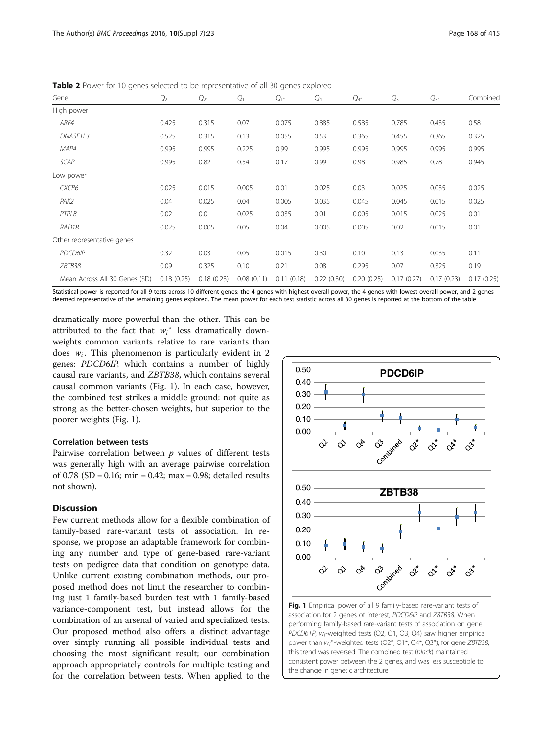**Table 2** Power for 10 genes selected to be representative of all 30 genes explored

| Gene | $Q_2$ | $Q_{2^*}$ | $Q_1$ | $Q_{1^*}$ | $Q_4$ | $Q_{4^*}$ | $Q_3$ | $Q_{3^*}$ | Combined |
|---|---|---|---|---|---|---|---|---|---|
| High power | | | | | | | | | |
| *ARF4* | 0.425 | 0.315 | 0.07 | 0.075 | 0.885 | 0.585 | 0.785 | 0.435 | 0.58 |
| *DNASE1L3* | 0.525 | 0.315 | 0.13 | 0.055 | 0.53 | 0.365 | 0.455 | 0.365 | 0.325 |
| *MAP4* | 0.995 | 0.995 | 0.225 | 0.99 | 0.995 | 0.995 | 0.995 | 0.995 | 0.995 |
| *SCAP* | 0.995 | 0.82 | 0.54 | 0.17 | 0.99 | 0.98 | 0.985 | 0.78 | 0.945 |
| Low power | | | | | | | | | |
| *CXCR6* | 0.025 | 0.015 | 0.005 | 0.01 | 0.025 | 0.03 | 0.025 | 0.035 | 0.025 |
| *PAK2* | 0.04 | 0.025 | 0.04 | 0.005 | 0.035 | 0.045 | 0.045 | 0.015 | 0.025 |
| *PTPLB* | 0.02 | 0.0 | 0.025 | 0.035 | 0.01 | 0.005 | 0.015 | 0.025 | 0.01 |
| *RAD18* | 0.025 | 0.005 | 0.05 | 0.04 | 0.005 | 0.005 | 0.02 | 0.015 | 0.01 |
| Other representative genes | | | | | | | | | |
| *PDCD6IP* | 0.32 | 0.03 | 0.05 | 0.015 | 0.30 | 0.10 | 0.13 | 0.035 | 0.11 |
| *ZBTB38* | 0.09 | 0.325 | 0.10 | 0.21 | 0.08 | 0.295 | 0.07 | 0.325 | 0.19 |
| Mean Across All 30 Genes (SD) | 0.18 (0.25) | 0.18 (0.23) | 0.08 (0.11) | 0.11 (0.18) | 0.22 (0.30) | 0.20 (0.25) | 0.17 (0.27) | 0.17 (0.23) | 0.17 (0.25) |

Statistical power is reported for all 9 tests across 10 different genes: the 4 genes with highest overall power, the 4 genes with lowest overall power, and 2 genes deemed representative of the remaining genes explored. The mean power for each test statistic across all 30 genes is reported at the bottom of the table

dramatically more powerful than the other. This can be attributed to the fact that $w_i^*$ less dramatically down-weights common variants relative to rare variants than does $w_i$. This phenomenon is particularly evident in 2 genes: *PDCD6IP*, which contains a number of highly causal rare variants, and *ZBTB38*, which contains several causal common variants (Fig. 1). In each case, however, the combined test strikes a middle ground: not quite as strong as the better-chosen weights, but superior to the poorer weights (Fig. 1).

### Correlation between tests

Pairwise correlation between $p$ values of different tests was generally high with an average pairwise correlation of 0.78 (SD = 0.16; min = 0.42; max = 0.98; detailed results not shown).

## Discussion

Few current methods allow for a flexible combination of family-based rare-variant tests of association. In response, we propose an adaptable framework for combining any number and type of gene-based rare-variant tests on pedigree data that condition on genotype data. Unlike current existing combination methods, our proposed method does not limit the researcher to combining just 1 family-based burden test with 1 family-based variance-component test, but instead allows for the combination of an arsenal of varied and specialized tests. Our proposed method also offers a distinct advantage over simply running all possible individual tests and choosing the most significant result; our combination approach appropriately controls for multiple testing and for the correlation between tests. When applied to the

**Fig. 1** Empirical power of all 9 family-based rare-variant tests of association for 2 genes of interest, *PDCD6IP* and *ZBTB38*. When performing family-based rare-variant tests of association on gene *PDCD61P*, $w_i$-weighted tests (Q2, Q1, Q3, Q4) saw higher empirical power than $w_i^*$-weighted tests (Q2*, Q1*, Q4*, Q3*); for gene *ZBTB38*, this trend was reversed. The combined test (*black*) maintained consistent power between the 2 genes, and was less susceptible to the change in genetic architecture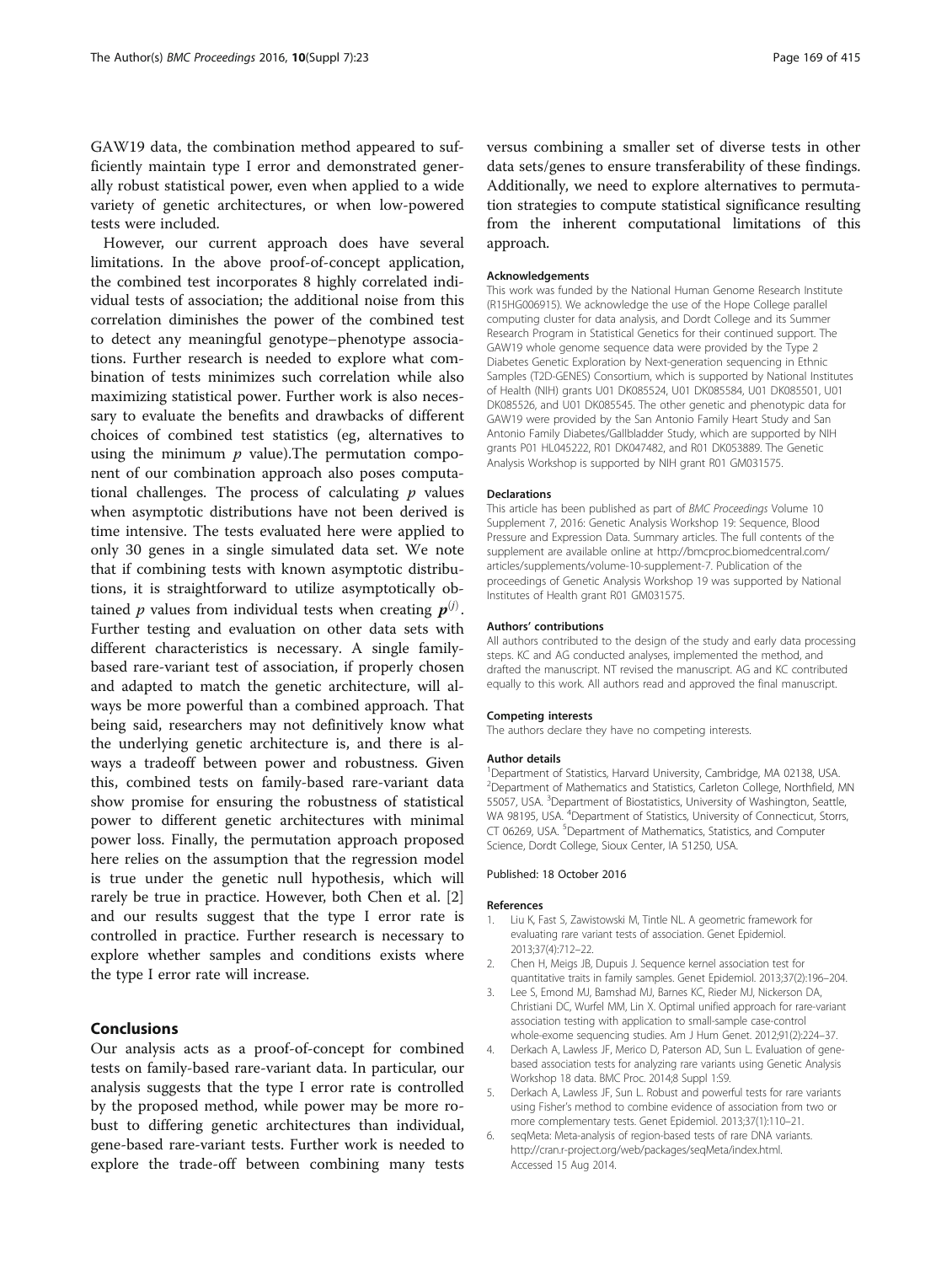GAW19 data, the combination method appeared to sufficiently maintain type I error and demonstrated generally robust statistical power, even when applied to a wide variety of genetic architectures, or when low-powered tests were included.

However, our current approach does have several limitations. In the above proof-of-concept application, the combined test incorporates 8 highly correlated individual tests of association; the additional noise from this correlation diminishes the power of the combined test to detect any meaningful genotype–phenotype associations. Further research is needed to explore what combination of tests minimizes such correlation while also maximizing statistical power. Further work is also necessary to evaluate the benefits and drawbacks of different choices of combined test statistics (eg, alternatives to using the minimum $p$ value).The permutation component of our combination approach also poses computational challenges. The process of calculating $p$ values when asymptotic distributions have not been derived is time intensive. The tests evaluated here were applied to only 30 genes in a single simulated data set. We note that if combining tests with known asymptotic distributions, it is straightforward to utilize asymptotically obtained $p$ values from individual tests when creating $\boldsymbol{p}^{(j)}$. Further testing and evaluation on other data sets with different characteristics is necessary. A single family-based rare-variant test of association, if properly chosen and adapted to match the genetic architecture, will always be more powerful than a combined approach. That being said, researchers may not definitively know what the underlying genetic architecture is, and there is always a tradeoff between power and robustness. Given this, combined tests on family-based rare-variant data show promise for ensuring the robustness of statistical power to different genetic architectures with minimal power loss. Finally, the permutation approach proposed here relies on the assumption that the regression model is true under the genetic null hypothesis, which will rarely be true in practice. However, both Chen et al. [2] and our results suggest that the type I error rate is controlled in practice. Further research is necessary to explore whether samples and conditions exists where the type I error rate will increase.

## Conclusions

Our analysis acts as a proof-of-concept for combined tests on family-based rare-variant data. In particular, our analysis suggests that the type I error rate is controlled by the proposed method, while power may be more robust to differing genetic architectures than individual, gene-based rare-variant tests. Further work is needed to explore the trade-off between combining many tests versus combining a smaller set of diverse tests in other data sets/genes to ensure transferability of these findings. Additionally, we need to explore alternatives to permutation strategies to compute statistical significance resulting from the inherent computational limitations of this approach.

#### Acknowledgements

This work was funded by the National Human Genome Research Institute (R15HG006915). We acknowledge the use of the Hope College parallel computing cluster for data analysis, and Dordt College and its Summer Research Program in Statistical Genetics for their continued support. The GAW19 whole genome sequence data were provided by the Type 2 Diabetes Genetic Exploration by Next-generation sequencing in Ethnic Samples (T2D-GENES) Consortium, which is supported by National Institutes of Health (NIH) grants U01 DK085524, U01 DK085584, U01 DK085501, U01 DK085526, and U01 DK085545. The other genetic and phenotypic data for GAW19 were provided by the San Antonio Family Heart Study and San Antonio Family Diabetes/Gallbladder Study, which are supported by NIH grants P01 HL045222, R01 DK047482, and R01 DK053889. The Genetic Analysis Workshop is supported by NIH grant R01 GM031575.

#### Declarations

This article has been published as part of *BMC Proceedings* Volume 10 Supplement 7, 2016: Genetic Analysis Workshop 19: Sequence, Blood Pressure and Expression Data. Summary articles. The full contents of the supplement are available online at http://bmcproc.biomedcentral.com/articles/supplements/volume-10-supplement-7. Publication of the proceedings of Genetic Analysis Workshop 19 was supported by National Institutes of Health grant R01 GM031575.

#### Authors' contributions

All authors contributed to the design of the study and early data processing steps. KC and AG conducted analyses, implemented the method, and drafted the manuscript. NT revised the manuscript. AG and KC contributed equally to this work. All authors read and approved the final manuscript.

#### Competing interests

The authors declare they have no competing interests.

#### Author details

[1]Department of Statistics, Harvard University, Cambridge, MA 02138, USA. [2]Department of Mathematics and Statistics, Carleton College, Northfield, MN 55057, USA. [3]Department of Biostatistics, University of Washington, Seattle, WA 98195, USA. [4]Department of Statistics, University of Connecticut, Storrs, CT 06269, USA. [5]Department of Mathematics, Statistics, and Computer Science, Dordt College, Sioux Center, IA 51250, USA.

Published: 18 October 2016

#### References

1. Liu K, Fast S, Zawistowski M, Tintle NL. A geometric framework for evaluating rare variant tests of association. Genet Epidemiol. 2013;37(4):712–22.
2. Chen H, Meigs JB, Dupuis J. Sequence kernel association test for quantitative traits in family samples. Genet Epidemiol. 2013;37(2):196–204.
3. Lee S, Emond MJ, Bamshad MJ, Barnes KC, Rieder MJ, Nickerson DA, Christiani DC, Wurfel MM, Lin X. Optimal unified approach for rare-variant association testing with application to small-sample case-control whole-exome sequencing studies. Am J Hum Genet. 2012;91(2):224–37.
4. Derkach A, Lawless JF, Merico D, Paterson AD, Sun L. Evaluation of gene-based association tests for analyzing rare variants using Genetic Analysis Workshop 18 data. BMC Proc. 2014;8 Suppl 1:S9.
5. Derkach A, Lawless JF, Sun L. Robust and powerful tests for rare variants using Fisher's method to combine evidence of association from two or more complementary tests. Genet Epidemiol. 2013;37(1):110–21.
6. seqMeta: Meta-analysis of region-based tests of rare DNA variants. http://cran.r-project.org/web/packages/seqMeta/index.html. Accessed 15 Aug 2014.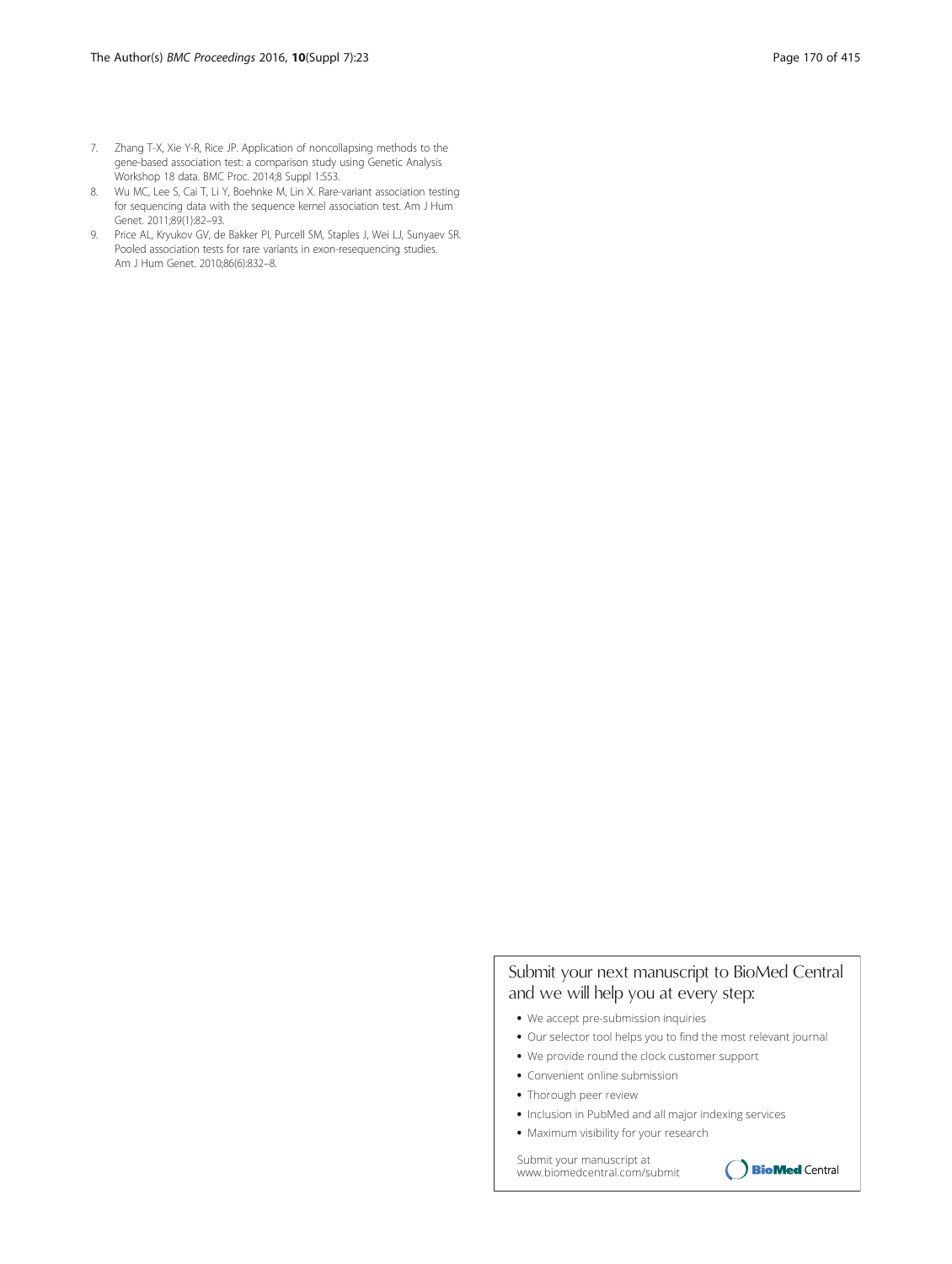7. Zhang T-X, Xie Y-R, Rice JP. Application of noncollapsing methods to the gene-based association test: a comparison study using Genetic Analysis Workshop 18 data. BMC Proc. 2014;8 Suppl 1:S53.
8. Wu MC, Lee S, Cai T, Li Y, Boehnke M, Lin X. Rare-variant association testing for sequencing data with the sequence kernel association test. Am J Hum Genet. 2011;89(1):82–93.
9. Price AL, Kryukov GV, de Bakker PI, Purcell SM, Staples J, Wei LJ, Sunyaev SR. Pooled association tests for rare variants in exon-resequencing studies. Am J Hum Genet. 2010;86(6):832–8.

Submit your next manuscript to BioMed Central and we will help you at every step:

- We accept pre-submission inquiries
- Our selector tool helps you to find the most relevant journal
- We provide round the clock customer support
- Convenient online submission
- Thorough peer review
- Inclusion in PubMed and all major indexing services
- Maximum visibility for your research

Submit your manuscript at
www.biomedcentral.com/submit

BioMed Central